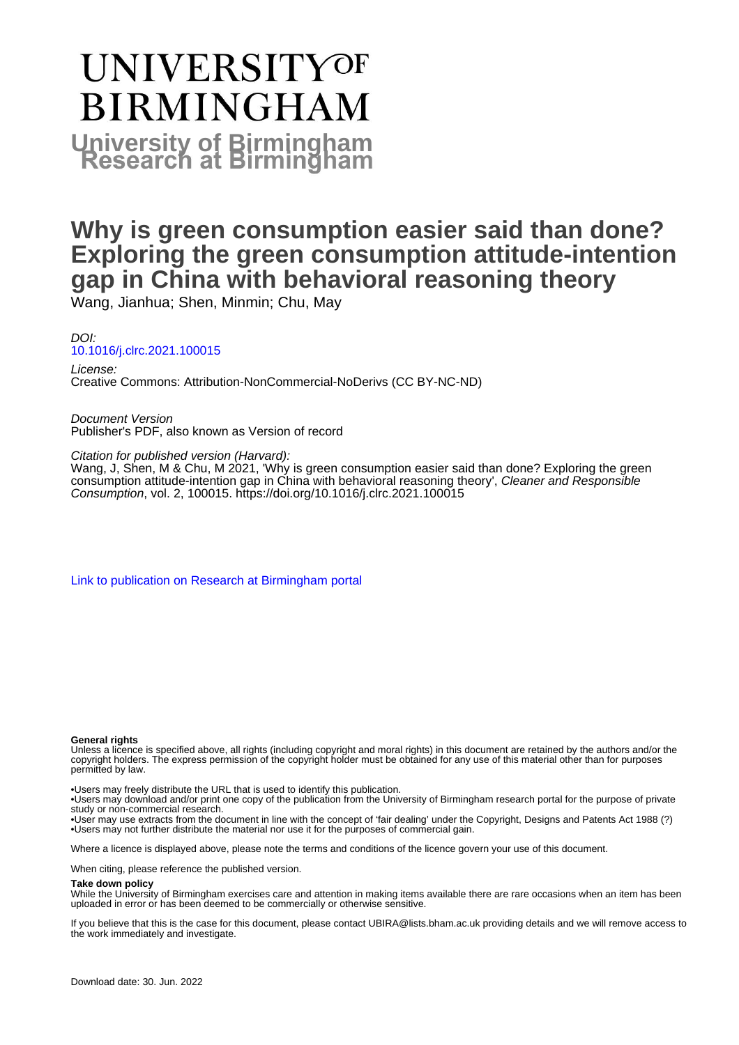# UNIVERSITY OF BIRMINGHAM

**University of Birmingham Research at Birmingham**

# Why is green consumption easier said than done? Exploring the green consumption attitude-intention gap in China with behavioral reasoning theory

Wang, Jianhua; Shen, Minmin; Chu, May

*DOI:*
10.1016/j.clrc.2021.100015

*License:*
Creative Commons: Attribution-NonCommercial-NoDerivs (CC BY-NC-ND)

*Document Version*
Publisher's PDF, also known as Version of record

*Citation for published version (Harvard):*
Wang, J, Shen, M & Chu, M 2021, 'Why is green consumption easier said than done? Exploring the green consumption attitude-intention gap in China with behavioral reasoning theory', *Cleaner and Responsible Consumption*, vol. 2, 100015. https://doi.org/10.1016/j.clrc.2021.100015

Link to publication on Research at Birmingham portal

**General rights**

Unless a licence is specified above, all rights (including copyright and moral rights) in this document are retained by the authors and/or the copyright holders. The express permission of the copyright holder must be obtained for any use of this material other than for purposes permitted by law.

•Users may freely distribute the URL that is used to identify this publication.
•Users may download and/or print one copy of the publication from the University of Birmingham research portal for the purpose of private study or non-commercial research.
•User may use extracts from the document in line with the concept of 'fair dealing' under the Copyright, Designs and Patents Act 1988 (?)
•Users may not further distribute the material nor use it for the purposes of commercial gain.

Where a licence is displayed above, please note the terms and conditions of the licence govern your use of this document.

When citing, please reference the published version.

**Take down policy**

While the University of Birmingham exercises care and attention in making items available there are rare occasions when an item has been uploaded in error or has been deemed to be commercially or otherwise sensitive.

If you believe that this is the case for this document, please contact UBIRA@lists.bham.ac.uk providing details and we will remove access to the work immediately and investigate.

Download date: 30. Jun. 2022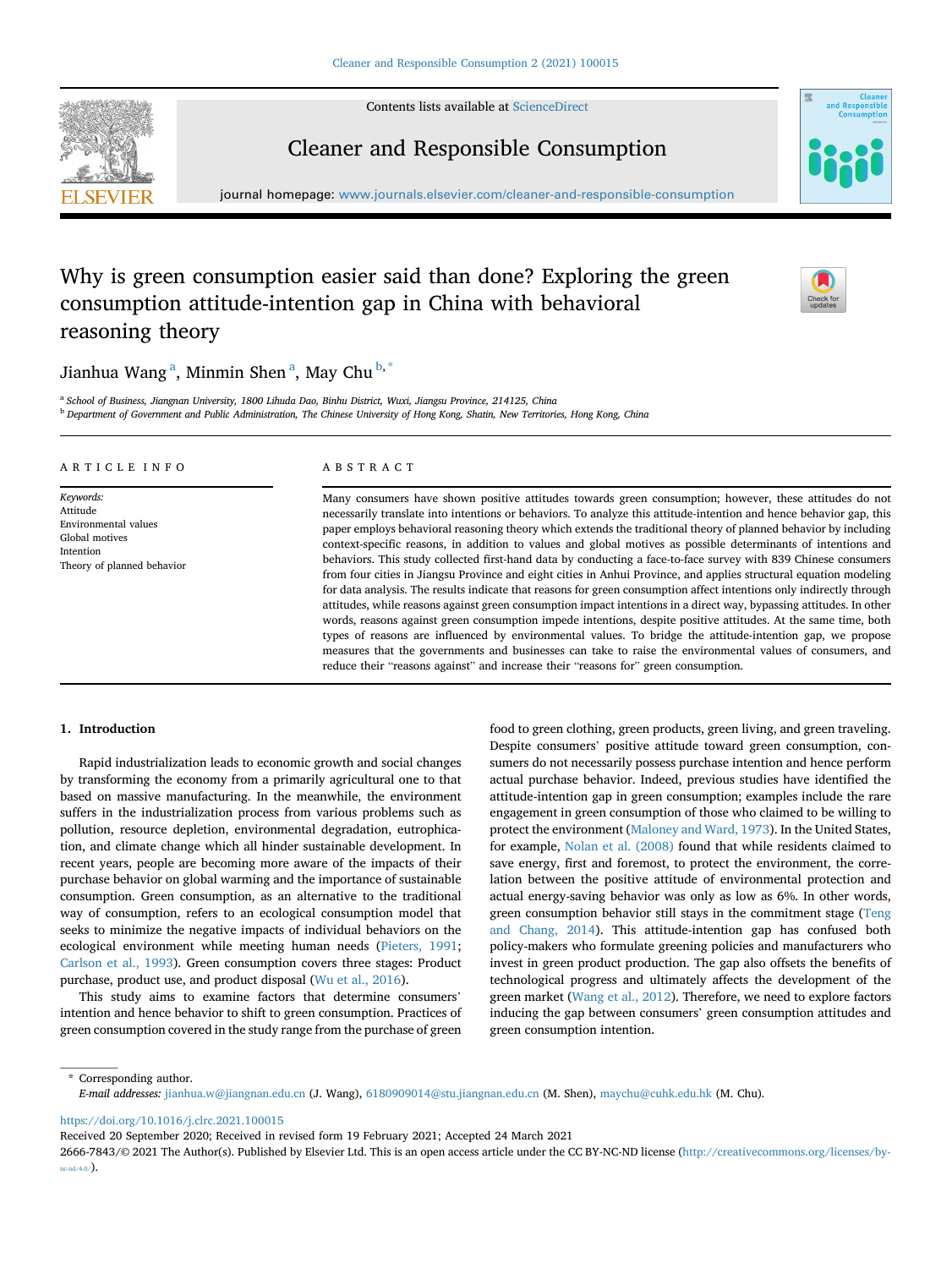# Why is green consumption easier said than done? Exploring the green consumption attitude-intention gap in China with behavioral reasoning theory

Jianhua Wang [a], Minmin Shen [a], May Chu [b,*]

[a] School of Business, Jiangnan University, 1800 Lihuda Dao, Binhu District, Wuxi, Jiangsu Province, 214125, China

[b] Department of Government and Public Administration, The Chinese University of Hong Kong, Shatin, New Territories, Hong Kong, China

## ARTICLE INFO

*Keywords:*
Attitude
Environmental values
Global motives
Intention
Theory of planned behavior

## ABSTRACT

Many consumers have shown positive attitudes towards green consumption; however, these attitudes do not necessarily translate into intentions or behaviors. To analyze this attitude-intention and hence behavior gap, this paper employs behavioral reasoning theory which extends the traditional theory of planned behavior by including context-specific reasons, in addition to values and global motives as possible determinants of intentions and behaviors. This study collected first-hand data by conducting a face-to-face survey with 839 Chinese consumers from four cities in Jiangsu Province and eight cities in Anhui Province, and applies structural equation modeling for data analysis. The results indicate that reasons for green consumption affect intentions only indirectly through attitudes, while reasons against green consumption impact intentions in a direct way, bypassing attitudes. In other words, reasons against green consumption impede intentions, despite positive attitudes. At the same time, both types of reasons are influenced by environmental values. To bridge the attitude-intention gap, we propose measures that the governments and businesses can take to raise the environmental values of consumers, and reduce their "reasons against" and increase their "reasons for" green consumption.

## 1. Introduction

Rapid industrialization leads to economic growth and social changes by transforming the economy from a primarily agricultural one to that based on massive manufacturing. In the meanwhile, the environment suffers in the industrialization process from various problems such as pollution, resource depletion, environmental degradation, eutrophication, and climate change which all hinder sustainable development. In recent years, people are becoming more aware of the impacts of their purchase behavior on global warming and the importance of sustainable consumption. Green consumption, as an alternative to the traditional way of consumption, refers to an ecological consumption model that seeks to minimize the negative impacts of individual behaviors on the ecological environment while meeting human needs (Pieters, 1991; Carlson et al., 1993). Green consumption covers three stages: Product purchase, product use, and product disposal (Wu et al., 2016).

This study aims to examine factors that determine consumers' intention and hence behavior to shift to green consumption. Practices of green consumption covered in the study range from the purchase of green food to green clothing, green products, green living, and green traveling. Despite consumers' positive attitude toward green consumption, consumers do not necessarily possess purchase intention and hence perform actual purchase behavior. Indeed, previous studies have identified the attitude-intention gap in green consumption; examples include the rare engagement in green consumption of those who claimed to be willing to protect the environment (Maloney and Ward, 1973). In the United States, for example, Nolan et al. (2008) found that while residents claimed to save energy, first and foremost, to protect the environment, the correlation between the positive attitude of environmental protection and actual energy-saving behavior was only as low as 6%. In other words, green consumption behavior still stays in the commitment stage (Teng and Chang, 2014). This attitude-intention gap has confused both policy-makers who formulate greening policies and manufacturers who invest in green product production. The gap also offsets the benefits of technological progress and ultimately affects the development of the green market (Wang et al., 2012). Therefore, we need to explore factors inducing the gap between consumers' green consumption attitudes and green consumption intention.

* Corresponding author.
*E-mail addresses:* jianhua.w@jiangnan.edu.cn (J. Wang), 6180909014@stu.jiangnan.edu.cn (M. Shen), maychu@cuhk.edu.hk (M. Chu).

https://doi.org/10.1016/j.clrc.2021.100015

Received 20 September 2020; Received in revised form 19 February 2021; Accepted 24 March 2021

2666-7843/© 2021 The Author(s). Published by Elsevier Ltd. This is an open access article under the CC BY-NC-ND license (http://creativecommons.org/licenses/by-nc-nd/4.0/).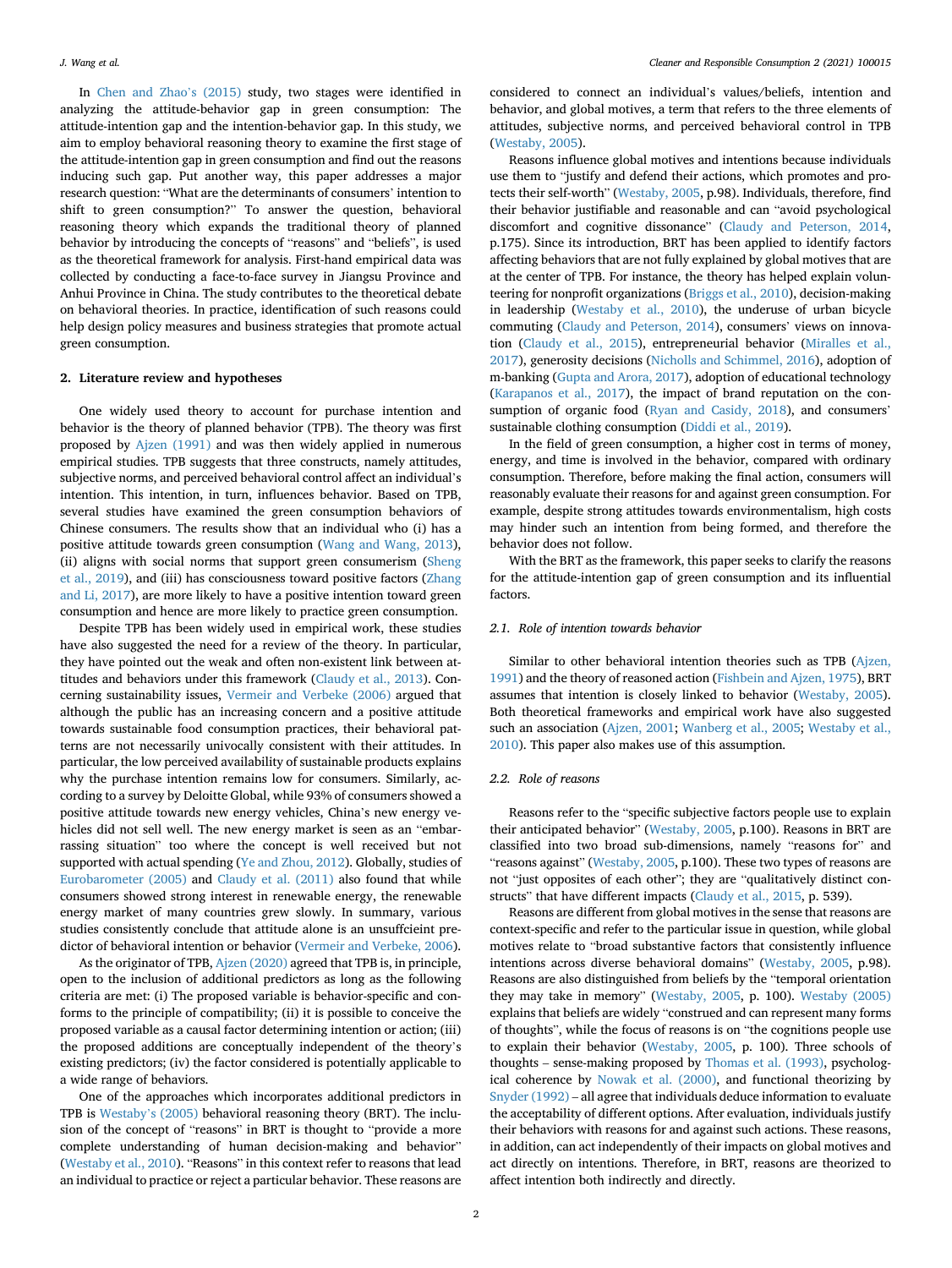In Chen and Zhao's (2015) study, two stages were identified in analyzing the attitude-behavior gap in green consumption: The attitude-intention gap and the intention-behavior gap. In this study, we aim to employ behavioral reasoning theory to examine the first stage of the attitude-intention gap in green consumption and find out the reasons inducing such gap. Put another way, this paper addresses a major research question: "What are the determinants of consumers' intention to shift to green consumption?" To answer the question, behavioral reasoning theory which expands the traditional theory of planned behavior by introducing the concepts of "reasons" and "beliefs", is used as the theoretical framework for analysis. First-hand empirical data was collected by conducting a face-to-face survey in Jiangsu Province and Anhui Province in China. The study contributes to the theoretical debate on behavioral theories. In practice, identification of such reasons could help design policy measures and business strategies that promote actual green consumption.

## 2. Literature review and hypotheses

One widely used theory to account for purchase intention and behavior is the theory of planned behavior (TPB). The theory was first proposed by Ajzen (1991) and was then widely applied in numerous empirical studies. TPB suggests that three constructs, namely attitudes, subjective norms, and perceived behavioral control affect an individual's intention. This intention, in turn, influences behavior. Based on TPB, several studies have examined the green consumption behaviors of Chinese consumers. The results show that an individual who (i) has a positive attitude towards green consumption (Wang and Wang, 2013), (ii) aligns with social norms that support green consumerism (Sheng et al., 2019), and (iii) has consciousness toward positive factors (Zhang and Li, 2017), are more likely to have a positive intention toward green consumption and hence are more likely to practice green consumption.

Despite TPB has been widely used in empirical work, these studies have also suggested the need for a review of the theory. In particular, they have pointed out the weak and often non-existent link between attitudes and behaviors under this framework (Claudy et al., 2013). Concerning sustainability issues, Vermeir and Verbeke (2006) argued that although the public has an increasing concern and a positive attitude towards sustainable food consumption practices, their behavioral patterns are not necessarily univocally consistent with their attitudes. In particular, the low perceived availability of sustainable products explains why the purchase intention remains low for consumers. Similarly, according to a survey by Deloitte Global, while 93% of consumers showed a positive attitude towards new energy vehicles, China's new energy vehicles did not sell well. The new energy market is seen as an "embarrassing situation" too where the concept is well received but not supported with actual spending (Ye and Zhou, 2012). Globally, studies of Eurobarometer (2005) and Claudy et al. (2011) also found that while consumers showed strong interest in renewable energy, the renewable energy market of many countries grew slowly. In summary, various studies consistently conclude that attitude alone is an unsuffcieint predictor of behavioral intention or behavior (Vermeir and Verbeke, 2006).

As the originator of TPB, Ajzen (2020) agreed that TPB is, in principle, open to the inclusion of additional predictors as long as the following criteria are met: (i) The proposed variable is behavior-specific and conforms to the principle of compatibility; (ii) it is possible to conceive the proposed variable as a causal factor determining intention or action; (iii) the proposed additions are conceptually independent of the theory's existing predictors; (iv) the factor considered is potentially applicable to a wide range of behaviors.

One of the approaches which incorporates additional predictors in TPB is Westaby's (2005) behavioral reasoning theory (BRT). The inclusion of the concept of "reasons" in BRT is thought to "provide a more complete understanding of human decision-making and behavior" (Westaby et al., 2010). "Reasons" in this context refer to reasons that lead an individual to practice or reject a particular behavior. These reasons are considered to connect an individual's values/beliefs, intention and behavior, and global motives, a term that refers to the three elements of attitudes, subjective norms, and perceived behavioral control in TPB (Westaby, 2005).

Reasons influence global motives and intentions because individuals use them to "justify and defend their actions, which promotes and protects their self-worth" (Westaby, 2005, p.98). Individuals, therefore, find their behavior justifiable and reasonable and can "avoid psychological discomfort and cognitive dissonance" (Claudy and Peterson, 2014, p.175). Since its introduction, BRT has been applied to identify factors affecting behaviors that are not fully explained by global motives that are at the center of TPB. For instance, the theory has helped explain volunteering for nonprofit organizations (Briggs et al., 2010), decision-making in leadership (Westaby et al., 2010), the underuse of urban bicycle commuting (Claudy and Peterson, 2014), consumers' views on innovation (Claudy et al., 2015), entrepreneurial behavior (Miralles et al., 2017), generosity decisions (Nicholls and Schimmel, 2016), adoption of m-banking (Gupta and Arora, 2017), adoption of educational technology (Karapanos et al., 2017), the impact of brand reputation on the consumption of organic food (Ryan and Casidy, 2018), and consumers' sustainable clothing consumption (Diddi et al., 2019).

In the field of green consumption, a higher cost in terms of money, energy, and time is involved in the behavior, compared with ordinary consumption. Therefore, before making the final action, consumers will reasonably evaluate their reasons for and against green consumption. For example, despite strong attitudes towards environmentalism, high costs may hinder such an intention from being formed, and therefore the behavior does not follow.

With the BRT as the framework, this paper seeks to clarify the reasons for the attitude-intention gap of green consumption and its influential factors.

### 2.1. Role of intention towards behavior

Similar to other behavioral intention theories such as TPB (Ajzen, 1991) and the theory of reasoned action (Fishbein and Ajzen, 1975), BRT assumes that intention is closely linked to behavior (Westaby, 2005). Both theoretical frameworks and empirical work have also suggested such an association (Ajzen, 2001; Wanberg et al., 2005; Westaby et al., 2010). This paper also makes use of this assumption.

### 2.2. Role of reasons

Reasons refer to the "specific subjective factors people use to explain their anticipated behavior" (Westaby, 2005, p.100). Reasons in BRT are classified into two broad sub-dimensions, namely "reasons for" and "reasons against" (Westaby, 2005, p.100). These two types of reasons are not "just opposites of each other"; they are "qualitatively distinct constructs" that have different impacts (Claudy et al., 2015, p. 539).

Reasons are different from global motives in the sense that reasons are context-specific and refer to the particular issue in question, while global motives relate to "broad substantive factors that consistently influence intentions across diverse behavioral domains" (Westaby, 2005, p.98). Reasons are also distinguished from beliefs by the "temporal orientation they may take in memory" (Westaby, 2005, p. 100). Westaby (2005) explains that beliefs are widely "construed and can represent many forms of thoughts", while the focus of reasons is on "the cognitions people use to explain their behavior (Westaby, 2005, p. 100). Three schools of thoughts – sense-making proposed by Thomas et al. (1993), psychological coherence by Nowak et al. (2000), and functional theorizing by Snyder (1992) – all agree that individuals deduce information to evaluate the acceptability of different options. After evaluation, individuals justify their behaviors with reasons for and against such actions. These reasons, in addition, can act independently of their impacts on global motives and act directly on intentions. Therefore, in BRT, reasons are theorized to affect intention both indirectly and directly.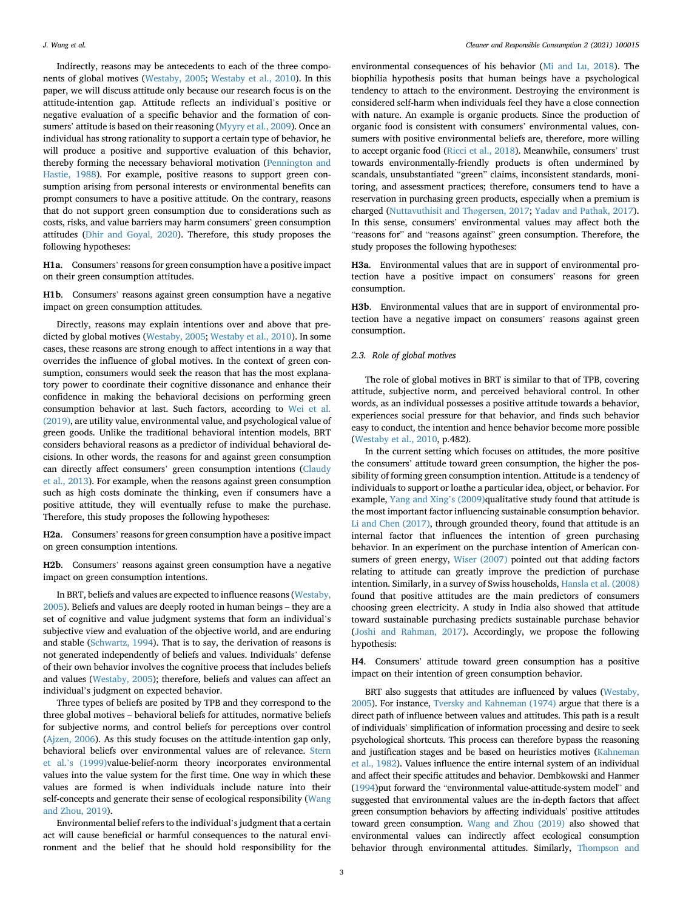Indirectly, reasons may be antecedents to each of the three components of global motives (Westaby, 2005; Westaby et al., 2010). In this paper, we will discuss attitude only because our research focus is on the attitude-intention gap. Attitude reflects an individual's positive or negative evaluation of a specific behavior and the formation of consumers' attitude is based on their reasoning (Myyry et al., 2009). Once an individual has strong rationality to support a certain type of behavior, he will produce a positive and supportive evaluation of this behavior, thereby forming the necessary behavioral motivation (Pennington and Hastie, 1988). For example, positive reasons to support green consumption arising from personal interests or environmental benefits can prompt consumers to have a positive attitude. On the contrary, reasons that do not support green consumption due to considerations such as costs, risks, and value barriers may harm consumers' green consumption attitudes (Dhir and Goyal, 2020). Therefore, this study proposes the following hypotheses:

**H1a**. Consumers' reasons for green consumption have a positive impact on their green consumption attitudes.

**H1b**. Consumers' reasons against green consumption have a negative impact on green consumption attitudes.

Directly, reasons may explain intentions over and above that predicted by global motives (Westaby, 2005; Westaby et al., 2010). In some cases, these reasons are strong enough to affect intentions in a way that overrides the influence of global motives. In the context of green consumption, consumers would seek the reason that has the most explanatory power to coordinate their cognitive dissonance and enhance their confidence in making the behavioral decisions on performing green consumption behavior at last. Such factors, according to Wei et al. (2019), are utility value, environmental value, and psychological value of green goods. Unlike the traditional behavioral intention models, BRT considers behavioral reasons as a predictor of individual behavioral decisions. In other words, the reasons for and against green consumption can directly affect consumers' green consumption intentions (Claudy et al., 2013). For example, when the reasons against green consumption such as high costs dominate the thinking, even if consumers have a positive attitude, they will eventually refuse to make the purchase. Therefore, this study proposes the following hypotheses:

**H2a**. Consumers' reasons for green consumption have a positive impact on green consumption intentions.

**H2b**. Consumers' reasons against green consumption have a negative impact on green consumption intentions.

In BRT, beliefs and values are expected to influence reasons (Westaby, 2005). Beliefs and values are deeply rooted in human beings – they are a set of cognitive and value judgment systems that form an individual's subjective view and evaluation of the objective world, and are enduring and stable (Schwartz, 1994). That is to say, the derivation of reasons is not generated independently of beliefs and values. Individuals' defense of their own behavior involves the cognitive process that includes beliefs and values (Westaby, 2005); therefore, beliefs and values can affect an individual's judgment on expected behavior.

Three types of beliefs are posited by TPB and they correspond to the three global motives – behavioral beliefs for attitudes, normative beliefs for subjective norms, and control beliefs for perceptions over control (Ajzen, 2006). As this study focuses on the attitude-intention gap only, behavioral beliefs over environmental values are of relevance. Stern et al.'s (1999)value-belief-norm theory incorporates environmental values into the value system for the first time. One way in which these values are formed is when individuals include nature into their self-concepts and generate their sense of ecological responsibility (Wang and Zhou, 2019).

Environmental belief refers to the individual's judgment that a certain act will cause beneficial or harmful consequences to the natural environment and the belief that he should hold responsibility for the environmental consequences of his behavior (Mi and Lu, 2018). The biophilia hypothesis posits that human beings have a psychological tendency to attach to the environment. Destroying the environment is considered self-harm when individuals feel they have a close connection with nature. An example is organic products. Since the production of organic food is consistent with consumers' environmental values, consumers with positive environmental beliefs are, therefore, more willing to accept organic food (Ricci et al., 2018). Meanwhile, consumers' trust towards environmentally-friendly products is often undermined by scandals, unsubstantiated "green" claims, inconsistent standards, monitoring, and assessment practices; therefore, consumers tend to have a reservation in purchasing green products, especially when a premium is charged (Nuttavuthisit and Thøgersen, 2017; Yadav and Pathak, 2017). In this sense, consumers' environmental values may affect both the "reasons for" and "reasons against" green consumption. Therefore, the study proposes the following hypotheses:

**H3a**. Environmental values that are in support of environmental protection have a positive impact on consumers' reasons for green consumption.

**H3b**. Environmental values that are in support of environmental protection have a negative impact on consumers' reasons against green consumption.

### 2.3. Role of global motives

The role of global motives in BRT is similar to that of TPB, covering attitude, subjective norm, and perceived behavioral control. In other words, as an individual possesses a positive attitude towards a behavior, experiences social pressure for that behavior, and finds such behavior easy to conduct, the intention and hence behavior become more possible (Westaby et al., 2010, p.482).

In the current setting which focuses on attitudes, the more positive the consumers' attitude toward green consumption, the higher the possibility of forming green consumption intention. Attitude is a tendency of individuals to support or loathe a particular idea, object, or behavior. For example, Yang and Xing's (2009)qualitative study found that attitude is the most important factor influencing sustainable consumption behavior. Li and Chen (2017), through grounded theory, found that attitude is an internal factor that influences the intention of green purchasing behavior. In an experiment on the purchase intention of American consumers of green energy, Wiser (2007) pointed out that adding factors relating to attitude can greatly improve the prediction of purchase intention. Similarly, in a survey of Swiss households, Hansla et al. (2008) found that positive attitudes are the main predictors of consumers choosing green electricity. A study in India also showed that attitude toward sustainable purchasing predicts sustainable purchase behavior (Joshi and Rahman, 2017). Accordingly, we propose the following hypothesis:

**H4**. Consumers' attitude toward green consumption has a positive impact on their intention of green consumption behavior.

BRT also suggests that attitudes are influenced by values (Westaby, 2005). For instance, Tversky and Kahneman (1974) argue that there is a direct path of influence between values and attitudes. This path is a result of individuals' simplification of information processing and desire to seek psychological shortcuts. This process can therefore bypass the reasoning and justification stages and be based on heuristics motives (Kahneman et al., 1982). Values influence the entire internal system of an individual and affect their specific attitudes and behavior. Dembkowski and Hanmer (1994)put forward the "environmental value-attitude-system model" and suggested that environmental values are the in-depth factors that affect green consumption behaviors by affecting individuals' positive attitudes toward green consumption. Wang and Zhou (2019) also showed that environmental values can indirectly affect ecological consumption behavior through environmental attitudes. Similarly, Thompson and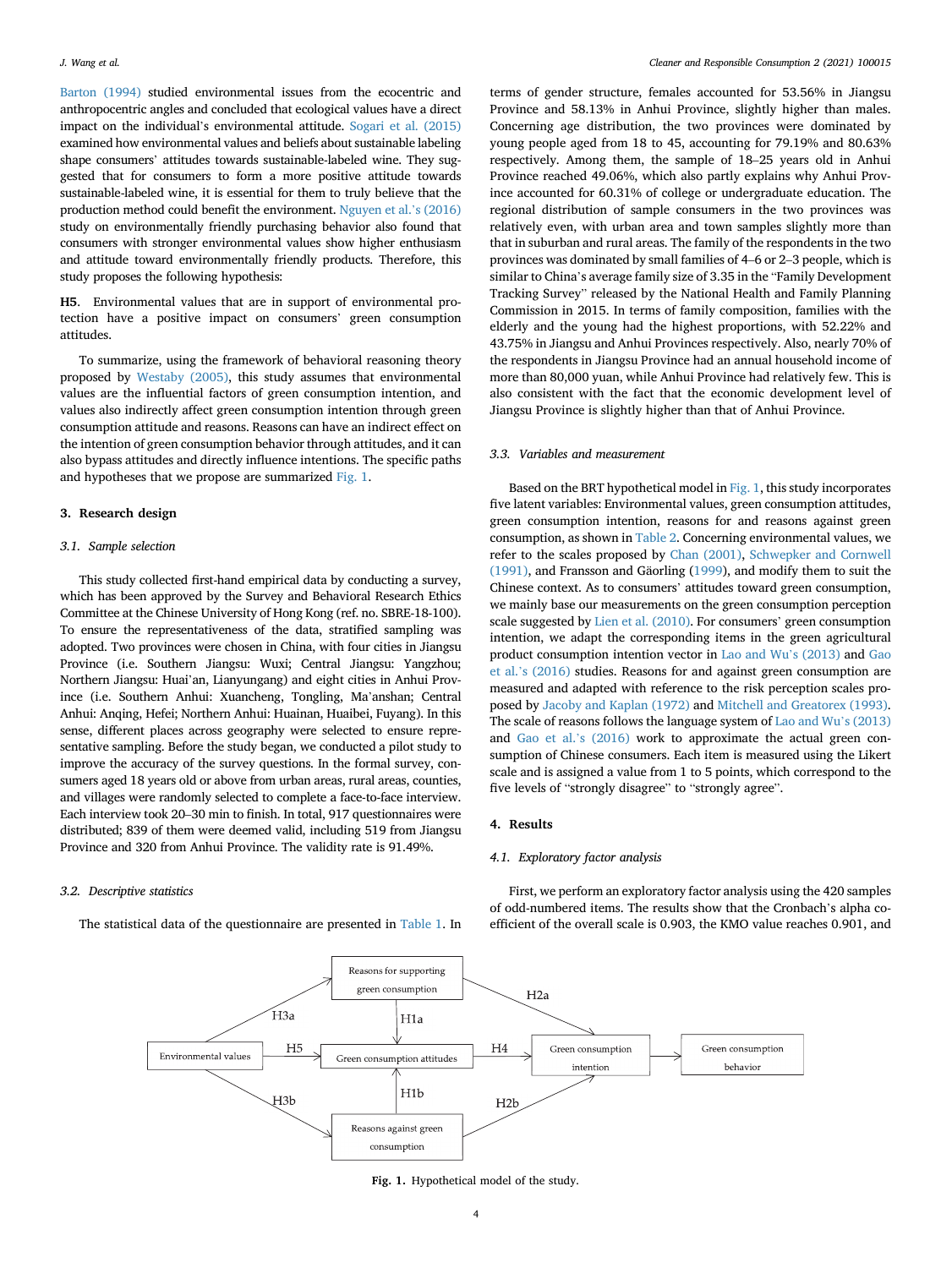Barton (1994) studied environmental issues from the ecocentric and anthropocentric angles and concluded that ecological values have a direct impact on the individual's environmental attitude. Sogari et al. (2015) examined how environmental values and beliefs about sustainable labeling shape consumers' attitudes towards sustainable-labeled wine. They suggested that for consumers to form a more positive attitude towards sustainable-labeled wine, it is essential for them to truly believe that the production method could benefit the environment. Nguyen et al.'s (2016) study on environmentally friendly purchasing behavior also found that consumers with stronger environmental values show higher enthusiasm and attitude toward environmentally friendly products. Therefore, this study proposes the following hypothesis:

**H5**. Environmental values that are in support of environmental protection have a positive impact on consumers' green consumption attitudes.

To summarize, using the framework of behavioral reasoning theory proposed by Westaby (2005), this study assumes that environmental values are the influential factors of green consumption intention, and values also indirectly affect green consumption intention through green consumption attitude and reasons. Reasons can have an indirect effect on the intention of green consumption behavior through attitudes, and it can also bypass attitudes and directly influence intentions. The specific paths and hypotheses that we propose are summarized Fig. 1.

## 3. Research design

### 3.1. Sample selection

This study collected first-hand empirical data by conducting a survey, which has been approved by the Survey and Behavioral Research Ethics Committee at the Chinese University of Hong Kong (ref. no. SBRE-18-100). To ensure the representativeness of the data, stratified sampling was adopted. Two provinces were chosen in China, with four cities in Jiangsu Province (i.e. Southern Jiangsu: Wuxi; Central Jiangsu: Yangzhou; Northern Jiangsu: Huai'an, Lianyungang) and eight cities in Anhui Province (i.e. Southern Anhui: Xuancheng, Tongling, Ma'anshan; Central Anhui: Anqing, Hefei; Northern Anhui: Huainan, Huaibei, Fuyang). In this sense, different places across geography were selected to ensure representative sampling. Before the study began, we conducted a pilot study to improve the accuracy of the survey questions. In the formal survey, consumers aged 18 years old or above from urban areas, rural areas, counties, and villages were randomly selected to complete a face-to-face interview. Each interview took 20–30 min to finish. In total, 917 questionnaires were distributed; 839 of them were deemed valid, including 519 from Jiangsu Province and 320 from Anhui Province. The validity rate is 91.49%.

### 3.2. Descriptive statistics

The statistical data of the questionnaire are presented in Table 1. In terms of gender structure, females accounted for 53.56% in Jiangsu Province and 58.13% in Anhui Province, slightly higher than males. Concerning age distribution, the two provinces were dominated by young people aged from 18 to 45, accounting for 79.19% and 80.63% respectively. Among them, the sample of 18–25 years old in Anhui Province reached 49.06%, which also partly explains why Anhui Province accounted for 60.31% of college or undergraduate education. The regional distribution of sample consumers in the two provinces was relatively even, with urban area and town samples slightly more than that in suburban and rural areas. The family of the respondents in the two provinces was dominated by small families of 4–6 or 2–3 people, which is similar to China's average family size of 3.35 in the "Family Development Tracking Survey" released by the National Health and Family Planning Commission in 2015. In terms of family composition, families with the elderly and the young had the highest proportions, with 52.22% and 43.75% in Jiangsu and Anhui Provinces respectively. Also, nearly 70% of the respondents in Jiangsu Province had an annual household income of more than 80,000 yuan, while Anhui Province had relatively few. This is also consistent with the fact that the economic development level of Jiangsu Province is slightly higher than that of Anhui Province.

### 3.3. Variables and measurement

Based on the BRT hypothetical model in Fig. 1, this study incorporates five latent variables: Environmental values, green consumption attitudes, green consumption intention, reasons for and reasons against green consumption, as shown in Table 2. Concerning environmental values, we refer to the scales proposed by Chan (2001), Schwepker and Cornwell (1991), and Fransson and Gäorling (1999), and modify them to suit the Chinese context. As to consumers' attitudes toward green consumption, we mainly base our measurements on the green consumption perception scale suggested by Lien et al. (2010). For consumers' green consumption intention, we adapt the corresponding items in the green agricultural product consumption intention vector in Lao and Wu's (2013) and Gao et al.'s (2016) studies. Reasons for and against green consumption are measured and adapted with reference to the risk perception scales proposed by Jacoby and Kaplan (1972) and Mitchell and Greatorex (1993). The scale of reasons follows the language system of Lao and Wu's (2013) and Gao et al.'s (2016) work to approximate the actual green consumption of Chinese consumers. Each item is measured using the Likert scale and is assigned a value from 1 to 5 points, which correspond to the five levels of "strongly disagree" to "strongly agree".

## 4. Results

### 4.1. Exploratory factor analysis

First, we perform an exploratory factor analysis using the 420 samples of odd-numbered items. The results show that the Cronbach's alpha coefficient of the overall scale is 0.903, the KMO value reaches 0.901, and

**Fig. 1.** Hypothetical model of the study.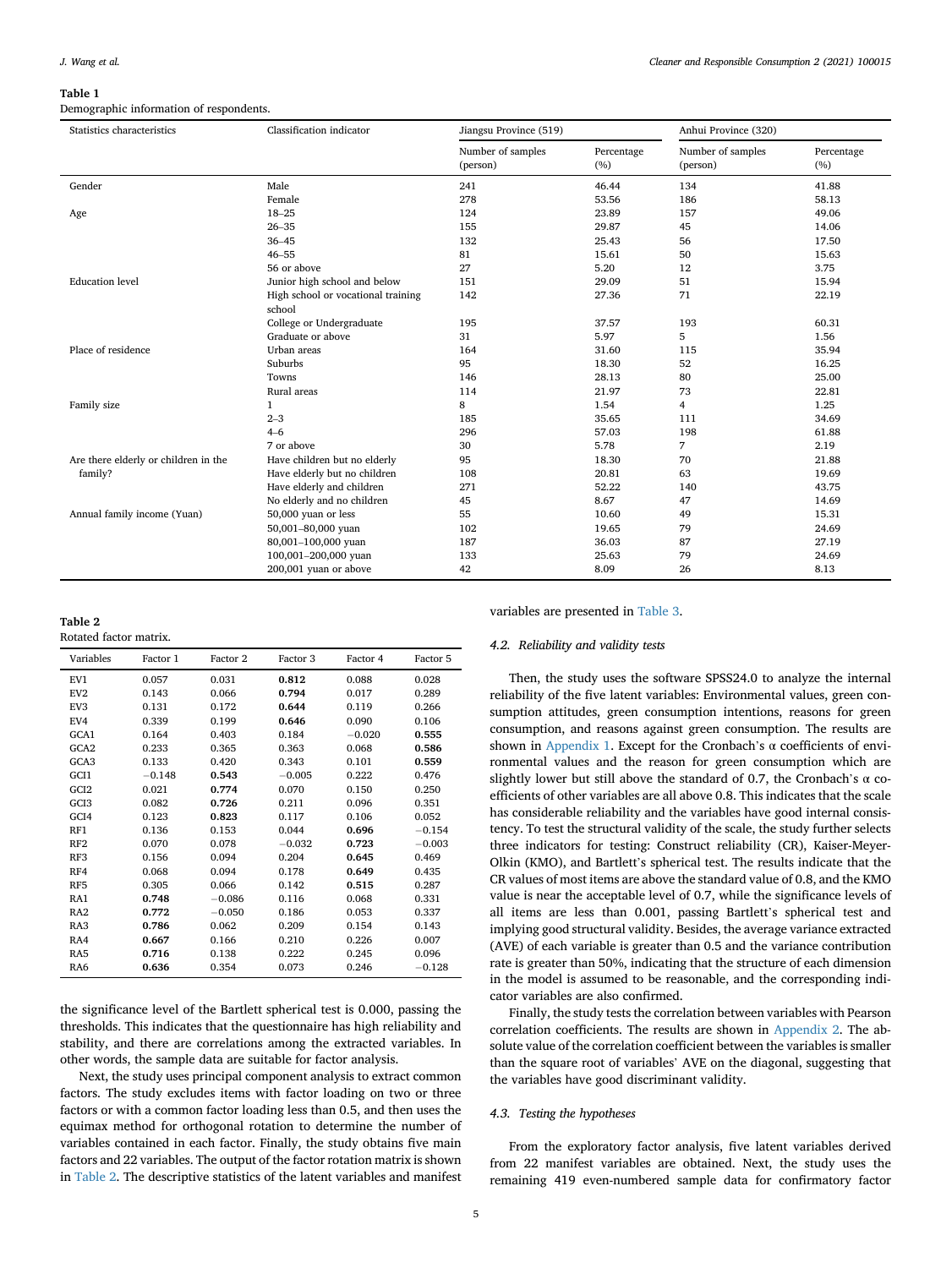**Table 1**
Demographic information of respondents.

| Statistics characteristics | Classification indicator | Jiangsu Province (519) | | Anhui Province (320) | |
|---|---|---|---|---|---|
| | | Number of samples (person) | Percentage (%) | Number of samples (person) | Percentage (%) |
| Gender | Male | 241 | 46.44 | 134 | 41.88 |
| | Female | 278 | 53.56 | 186 | 58.13 |
| Age | 18–25 | 124 | 23.89 | 157 | 49.06 |
| | 26–35 | 155 | 29.87 | 45 | 14.06 |
| | 36–45 | 132 | 25.43 | 56 | 17.50 |
| | 46–55 | 81 | 15.61 | 50 | 15.63 |
| | 56 or above | 27 | 5.20 | 12 | 3.75 |
| Education level | Junior high school and below | 151 | 29.09 | 51 | 15.94 |
| | High school or vocational training school | 142 | 27.36 | 71 | 22.19 |
| | College or Undergraduate | 195 | 37.57 | 193 | 60.31 |
| | Graduate or above | 31 | 5.97 | 5 | 1.56 |
| Place of residence | Urban areas | 164 | 31.60 | 115 | 35.94 |
| | Suburbs | 95 | 18.30 | 52 | 16.25 |
| | Towns | 146 | 28.13 | 80 | 25.00 |
| | Rural areas | 114 | 21.97 | 73 | 22.81 |
| Family size | 1 | 8 | 1.54 | 4 | 1.25 |
| | 2–3 | 185 | 35.65 | 111 | 34.69 |
| | 4–6 | 296 | 57.03 | 198 | 61.88 |
| | 7 or above | 30 | 5.78 | 7 | 2.19 |
| Are there elderly or children in the family? | Have children but no elderly | 95 | 18.30 | 70 | 21.88 |
| | Have elderly but no children | 108 | 20.81 | 63 | 19.69 |
| | Have elderly and children | 271 | 52.22 | 140 | 43.75 |
| | No elderly and no children | 45 | 8.67 | 47 | 14.69 |
| Annual family income (Yuan) | 50,000 yuan or less | 55 | 10.60 | 49 | 15.31 |
| | 50,001–80,000 yuan | 102 | 19.65 | 79 | 24.69 |
| | 80,001–100,000 yuan | 187 | 36.03 | 87 | 27.19 |
| | 100,001–200,000 yuan | 133 | 25.63 | 79 | 24.69 |
| | 200,001 yuan or above | 42 | 8.09 | 26 | 8.13 |

**Table 2**
Rotated factor matrix.

| Variables | Factor 1 | Factor 2 | Factor 3 | Factor 4 | Factor 5 |
|---|---|---|---|---|---|
| EV1 | 0.057 | 0.031 | **0.812** | 0.088 | 0.028 |
| EV2 | 0.143 | 0.066 | **0.794** | 0.017 | 0.289 |
| EV3 | 0.131 | 0.172 | **0.644** | 0.119 | 0.266 |
| EV4 | 0.339 | 0.199 | **0.646** | 0.090 | 0.106 |
| GCA1 | 0.164 | 0.403 | 0.184 | −0.020 | **0.555** |
| GCA2 | 0.233 | 0.365 | 0.363 | 0.068 | **0.586** |
| GCA3 | 0.133 | 0.420 | 0.343 | 0.101 | **0.559** |
| GCI1 | −0.148 | **0.543** | −0.005 | 0.222 | 0.476 |
| GCI2 | 0.021 | **0.774** | 0.070 | 0.150 | 0.250 |
| GCI3 | 0.082 | **0.726** | 0.211 | 0.096 | 0.351 |
| GCI4 | 0.123 | **0.823** | 0.117 | 0.106 | 0.052 |
| RF1 | 0.136 | 0.153 | 0.044 | **0.696** | −0.154 |
| RF2 | 0.070 | 0.078 | −0.032 | **0.723** | −0.003 |
| RF3 | 0.156 | 0.094 | 0.204 | **0.645** | 0.469 |
| RF4 | 0.068 | 0.094 | 0.178 | **0.649** | 0.435 |
| RF5 | 0.305 | 0.066 | 0.142 | **0.515** | 0.287 |
| RA1 | **0.748** | −0.086 | 0.116 | 0.068 | 0.331 |
| RA2 | **0.772** | −0.050 | 0.186 | 0.053 | 0.337 |
| RA3 | **0.786** | 0.062 | 0.209 | 0.154 | 0.143 |
| RA4 | **0.667** | 0.166 | 0.210 | 0.226 | 0.007 |
| RA5 | **0.716** | 0.138 | 0.222 | 0.245 | 0.096 |
| RA6 | **0.636** | 0.354 | 0.073 | 0.246 | −0.128 |

the significance level of the Bartlett spherical test is 0.000, passing the thresholds. This indicates that the questionnaire has high reliability and stability, and there are correlations among the extracted variables. In other words, the sample data are suitable for factor analysis.

Next, the study uses principal component analysis to extract common factors. The study excludes items with factor loading on two or three factors or with a common factor loading less than 0.5, and then uses the equimax method for orthogonal rotation to determine the number of variables contained in each factor. Finally, the study obtains five main factors and 22 variables. The output of the factor rotation matrix is shown in Table 2. The descriptive statistics of the latent variables and manifest variables are presented in Table 3.

### 4.2. Reliability and validity tests

Then, the study uses the software SPSS24.0 to analyze the internal reliability of the five latent variables: Environmental values, green consumption attitudes, green consumption intentions, reasons for green consumption, and reasons against green consumption. The results are shown in Appendix 1. Except for the Cronbach's α coefficients of environmental values and the reason for green consumption which are slightly lower but still above the standard of 0.7, the Cronbach's α coefficients of other variables are all above 0.8. This indicates that the scale has considerable reliability and the variables have good internal consistency. To test the structural validity of the scale, the study further selects three indicators for testing: Construct reliability (CR), Kaiser-Meyer-Olkin (KMO), and Bartlett's spherical test. The results indicate that the CR values of most items are above the standard value of 0.8, and the KMO value is near the acceptable level of 0.7, while the significance levels of all items are less than 0.001, passing Bartlett's spherical test and implying good structural validity. Besides, the average variance extracted (AVE) of each variable is greater than 0.5 and the variance contribution rate is greater than 50%, indicating that the structure of each dimension in the model is assumed to be reasonable, and the corresponding indicator variables are also confirmed.

Finally, the study tests the correlation between variables with Pearson correlation coefficients. The results are shown in Appendix 2. The absolute value of the correlation coefficient between the variables is smaller than the square root of variables' AVE on the diagonal, suggesting that the variables have good discriminant validity.

### 4.3. Testing the hypotheses

From the exploratory factor analysis, five latent variables derived from 22 manifest variables are obtained. Next, the study uses the remaining 419 even-numbered sample data for confirmatory factor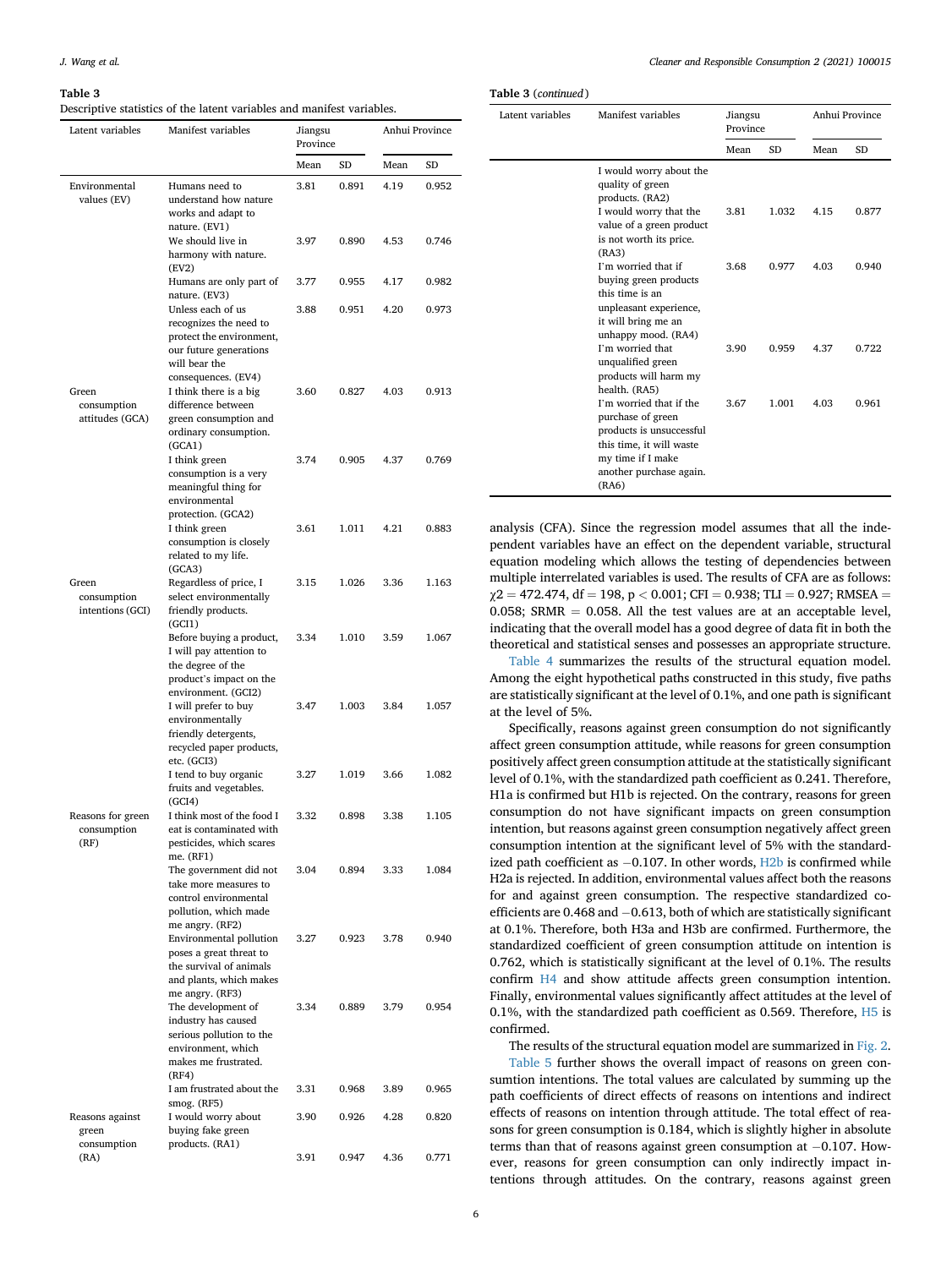**Table 3**
Descriptive statistics of the latent variables and manifest variables.

| Latent variables | Manifest variables | Jiangsu Province | | Anhui Province | |
|---|---|---|---|---|---|
| | | Mean | SD | Mean | SD |
| Environmental values (EV) | Humans need to understand how nature works and adapt to nature. (EV1) | 3.81 | 0.891 | 4.19 | 0.952 |
| | We should live in harmony with nature. (EV2) | 3.97 | 0.890 | 4.53 | 0.746 |
| | Humans are only part of nature. (EV3) | 3.77 | 0.955 | 4.17 | 0.982 |
| | Unless each of us recognizes the need to protect the environment, our future generations will bear the consequences. (EV4) | 3.88 | 0.951 | 4.20 | 0.973 |
| Green consumption attitudes (GCA) | I think there is a big difference between green consumption and ordinary consumption. (GCA1) | 3.60 | 0.827 | 4.03 | 0.913 |
| | I think green consumption is a very meaningful thing for environmental protection. (GCA2) | 3.74 | 0.905 | 4.37 | 0.769 |
| | I think green consumption is closely related to my life. (GCA3) | 3.61 | 1.011 | 4.21 | 0.883 |
| Green consumption intentions (GCI) | Regardless of price, I select environmentally friendly products. (GCI1) | 3.15 | 1.026 | 3.36 | 1.163 |
| | Before buying a product, I will pay attention to the degree of the product's impact on the environment. (GCI2) | 3.34 | 1.010 | 3.59 | 1.067 |
| | I will prefer to buy environmentally friendly detergents, recycled paper products, etc. (GCI3) | 3.47 | 1.003 | 3.84 | 1.057 |
| | I tend to buy organic fruits and vegetables. (GCI4) | 3.27 | 1.019 | 3.66 | 1.082 |
| Reasons for green consumption (RF) | I think most of the food I eat is contaminated with pesticides, which scares me. (RF1) | 3.32 | 0.898 | 3.38 | 1.105 |
| | The government did not take more measures to control environmental pollution, which made me angry. (RF2) | 3.04 | 0.894 | 3.33 | 1.084 |
| | Environmental pollution poses a great threat to the survival of animals and plants, which makes me angry. (RF3) | 3.27 | 0.923 | 3.78 | 0.940 |
| | The development of industry has caused serious pollution to the environment, which makes me frustrated. (RF4) | 3.34 | 0.889 | 3.79 | 0.954 |
| | I am frustrated about the smog. (RF5) | 3.31 | 0.968 | 3.89 | 0.965 |
| Reasons against green consumption (RA) | I would worry about buying fake green products. (RA1) | 3.90 | 0.926 | 4.28 | 0.820 |
| | I would worry about the quality of green products. (RA2) | 3.91 | 0.947 | 4.36 | 0.771 |
| | I would worry that the value of a green product is not worth its price. (RA3) | 3.81 | 1.032 | 4.15 | 0.877 |
| | I'm worried that if buying green products this time is an unpleasant experience, it will bring me an unhappy mood. (RA4) | 3.68 | 0.977 | 4.03 | 0.940 |
| | I'm worried that unqualified green products will harm my health. (RA5) | 3.90 | 0.959 | 4.37 | 0.722 |
| | I'm worried that if the purchase of green products is unsuccessful this time, it will waste my time if I make another purchase again. (RA6) | 3.67 | 1.001 | 4.03 | 0.961 |

analysis (CFA). Since the regression model assumes that all the independent variables have an effect on the dependent variable, structural equation modeling which allows the testing of dependencies between multiple interrelated variables is used. The results of CFA are as follows: $\chi 2 = 472.474$, $df = 198$, $p < 0.001$; $CFI = 0.938$; $TLI = 0.927$; $RMSEA = 0.058$; $SRMR = 0.058$. All the test values are at an acceptable level, indicating that the overall model has a good degree of data fit in both the theoretical and statistical senses and possesses an appropriate structure.

Table 4 summarizes the results of the structural equation model. Among the eight hypothetical paths constructed in this study, five paths are statistically significant at the level of 0.1%, and one path is significant at the level of 5%.

Specifically, reasons against green consumption do not significantly affect green consumption attitude, while reasons for green consumption positively affect green consumption attitude at the statistically significant level of 0.1%, with the standardized path coefficient as 0.241. Therefore, H1a is confirmed but H1b is rejected. On the contrary, reasons for green consumption do not have significant impacts on green consumption intention, but reasons against green consumption negatively affect green consumption intention at the significant level of 5% with the standardized path coefficient as −0.107. In other words, H2b is confirmed while H2a is rejected. In addition, environmental values affect both the reasons for and against green consumption. The respective standardized coefficients are 0.468 and −0.613, both of which are statistically significant at 0.1%. Therefore, both H3a and H3b are confirmed. Furthermore, the standardized coefficient of green consumption attitude on intention is 0.762, which is statistically significant at the level of 0.1%. The results confirm H4 and show attitude affects green consumption intention. Finally, environmental values significantly affect attitudes at the level of 0.1%, with the standardized path coefficient as 0.569. Therefore, H5 is confirmed.

The results of the structural equation model are summarized in Fig. 2.

Table 5 further shows the overall impact of reasons on green consumtion intentions. The total values are calculated by summing up the path coefficients of direct effects of reasons on intentions and indirect effects of reasons on intention through attitude. The total effect of reasons for green consumption is 0.184, which is slightly higher in absolute terms than that of reasons against green consumption at −0.107. However, reasons for green consumption can only indirectly impact intentions through attitudes. On the contrary, reasons against green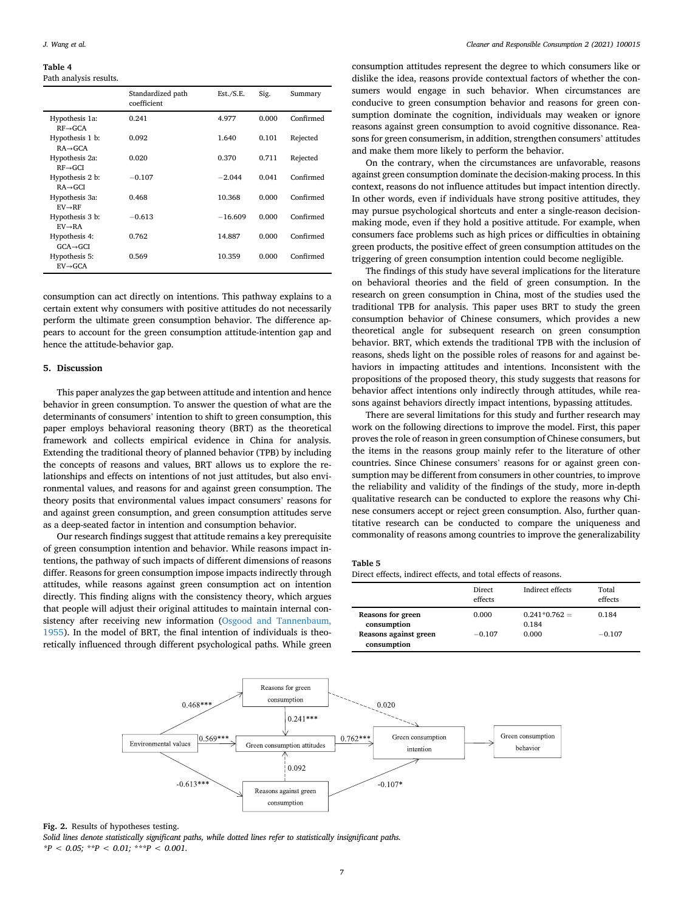**Table 4**
Path analysis results.

| | Standardized path coefficient | Est./S.E. | Sig. | Summary |
|---|---|---|---|---|
| Hypothesis 1a: RF→GCA | 0.241 | 4.977 | 0.000 | Confirmed |
| Hypothesis 1 b: RA→GCA | 0.092 | 1.640 | 0.101 | Rejected |
| Hypothesis 2a: RF→GCI | 0.020 | 0.370 | 0.711 | Rejected |
| Hypothesis 2 b: RA→GCI | −0.107 | −2.044 | 0.041 | Confirmed |
| Hypothesis 3a: EV→RF | 0.468 | 10.368 | 0.000 | Confirmed |
| Hypothesis 3 b: EV→RA | −0.613 | −16.609 | 0.000 | Confirmed |
| Hypothesis 4: GCA→GCI | 0.762 | 14.887 | 0.000 | Confirmed |
| Hypothesis 5: EV→GCA | 0.569 | 10.359 | 0.000 | Confirmed |

consumption can act directly on intentions. This pathway explains to a certain extent why consumers with positive attitudes do not necessarily perform the ultimate green consumption behavior. The difference appears to account for the green consumption attitude-intention gap and hence the attitude-behavior gap.

## 5. Discussion

This paper analyzes the gap between attitude and intention and hence behavior in green consumption. To answer the question of what are the determinants of consumers' intention to shift to green consumption, this paper employs behavioral reasoning theory (BRT) as the theoretical framework and collects empirical evidence in China for analysis. Extending the traditional theory of planned behavior (TPB) by including the concepts of reasons and values, BRT allows us to explore the relationships and effects on intentions of not just attitudes, but also environmental values, and reasons for and against green consumption. The theory posits that environmental values impact consumers' reasons for and against green consumption, and green consumption attitudes serve as a deep-seated factor in intention and consumption behavior.

Our research findings suggest that attitude remains a key prerequisite of green consumption intention and behavior. While reasons impact intentions, the pathway of such impacts of different dimensions of reasons differ. Reasons for green consumption impose impacts indirectly through attitudes, while reasons against green consumption act on intention directly. This finding aligns with the consistency theory, which argues that people will adjust their original attitudes to maintain internal consistency after receiving new information (Osgood and Tannenbaum, 1955). In the model of BRT, the final intention of individuals is theoretically influenced through different psychological paths. While green consumption attitudes represent the degree to which consumers like or dislike the idea, reasons provide contextual factors of whether the consumers would engage in such behavior. When circumstances are conducive to green consumption behavior and reasons for green consumption dominate the cognition, individuals may weaken or ignore reasons against green consumption to avoid cognitive dissonance. Reasons for green consumerism, in addition, strengthen consumers' attitudes and make them more likely to perform the behavior.

On the contrary, when the circumstances are unfavorable, reasons against green consumption dominate the decision-making process. In this context, reasons do not influence attitudes but impact intention directly. In other words, even if individuals have strong positive attitudes, they may pursue psychological shortcuts and enter a single-reason decision-making mode, even if they hold a positive attitude. For example, when consumers face problems such as high prices or difficulties in obtaining green products, the positive effect of green consumption attitudes on the triggering of green consumption intention could become negligible.

The findings of this study have several implications for the literature on behavioral theories and the field of green consumption. In the research on green consumption in China, most of the studies used the traditional TPB for analysis. This paper uses BRT to study the green consumption behavior of Chinese consumers, which provides a new theoretical angle for subsequent research on green consumption behavior. BRT, which extends the traditional TPB with the inclusion of reasons, sheds light on the possible roles of reasons for and against behaviors in impacting attitudes and intentions. Inconsistent with the propositions of the proposed theory, this study suggests that reasons for behavior affect intentions only indirectly through attitudes, while reasons against behaviors directly impact intentions, bypassing attitudes.

There are several limitations for this study and further research may work on the following directions to improve the model. First, this paper proves the role of reason in green consumption of Chinese consumers, but the items in the reasons group mainly refer to the literature of other countries. Since Chinese consumers' reasons for or against green consumption may be different from consumers in other countries, to improve the reliability and validity of the findings of the study, more in-depth qualitative research can be conducted to explore the reasons why Chinese consumers accept or reject green consumption. Also, further quantitative research can be conducted to compare the uniqueness and commonality of reasons among countries to improve the generalizability

**Table 5**
Direct effects, indirect effects, and total effects of reasons.

| | Direct effects | Indirect effects | Total effects |
|---|---|---|---|
| **Reasons for green consumption** | 0.000 | 0.241*0.762 = 0.184 | 0.184 |
| **Reasons against green consumption** | −0.107 | 0.000 | −0.107 |

Fig. 2. Results of hypotheses testing.
*Solid lines denote statistically significant paths, while dotted lines refer to statistically insignificant paths.*
*$^{*}P < 0.05$; $^{**}P < 0.01$; $^{***}P < 0.001$.*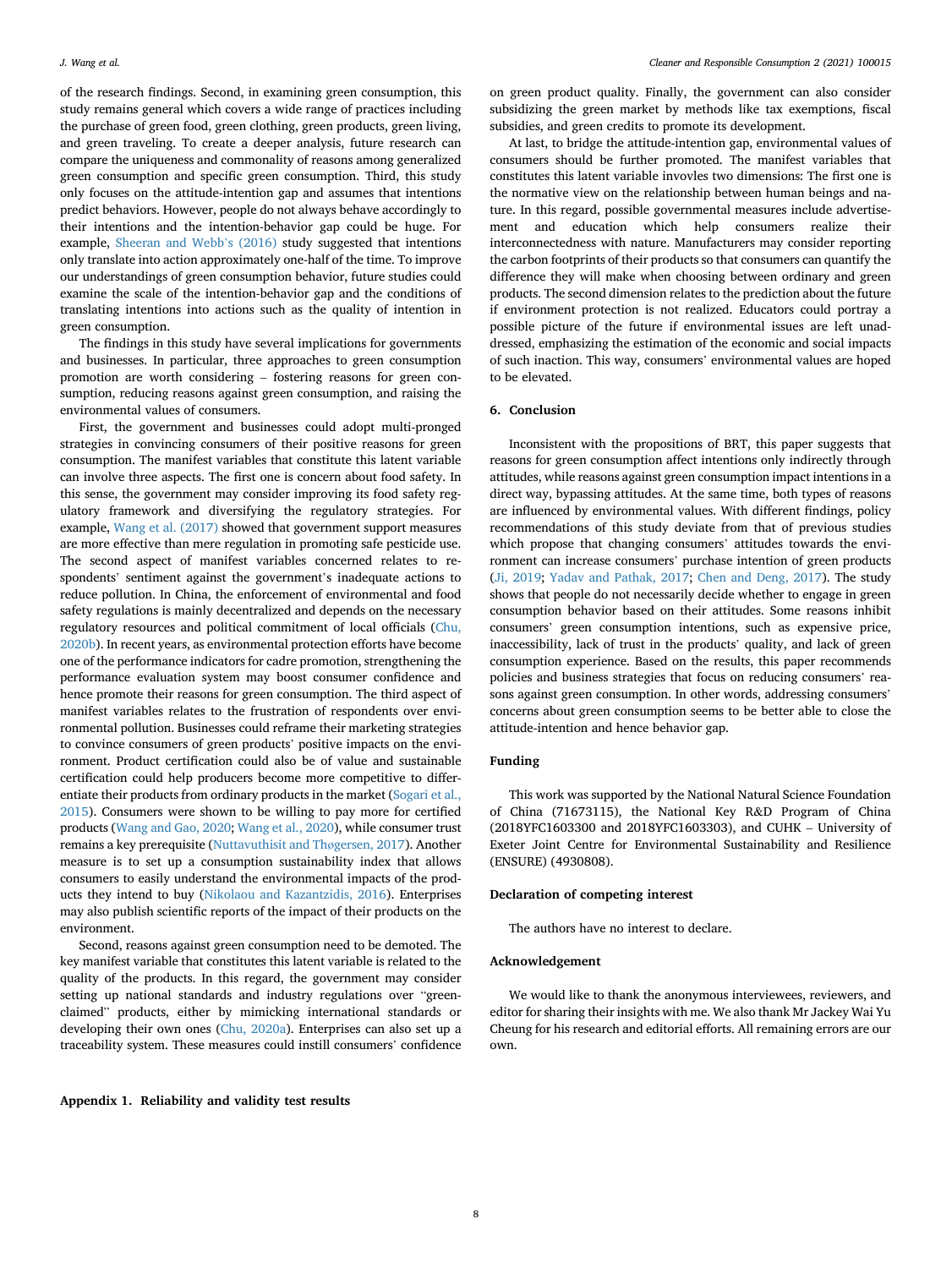of the research findings. Second, in examining green consumption, this study remains general which covers a wide range of practices including the purchase of green food, green clothing, green products, green living, and green traveling. To create a deeper analysis, future research can compare the uniqueness and commonality of reasons among generalized green consumption and specific green consumption. Third, this study only focuses on the attitude-intention gap and assumes that intentions predict behaviors. However, people do not always behave accordingly to their intentions and the intention-behavior gap could be huge. For example, Sheeran and Webb's (2016) study suggested that intentions only translate into action approximately one-half of the time. To improve our understandings of green consumption behavior, future studies could examine the scale of the intention-behavior gap and the conditions of translating intentions into actions such as the quality of intention in green consumption.

The findings in this study have several implications for governments and businesses. In particular, three approaches to green consumption promotion are worth considering – fostering reasons for green consumption, reducing reasons against green consumption, and raising the environmental values of consumers.

First, the government and businesses could adopt multi-pronged strategies in convincing consumers of their positive reasons for green consumption. The manifest variables that constitute this latent variable can involve three aspects. The first one is concern about food safety. In this sense, the government may consider improving its food safety regulatory framework and diversifying the regulatory strategies. For example, Wang et al. (2017) showed that government support measures are more effective than mere regulation in promoting safe pesticide use. The second aspect of manifest variables concerned relates to respondents' sentiment against the government's inadequate actions to reduce pollution. In China, the enforcement of environmental and food safety regulations is mainly decentralized and depends on the necessary regulatory resources and political commitment of local officials (Chu, 2020b). In recent years, as environmental protection efforts have become one of the performance indicators for cadre promotion, strengthening the performance evaluation system may boost consumer confidence and hence promote their reasons for green consumption. The third aspect of manifest variables relates to the frustration of respondents over environmental pollution. Businesses could reframe their marketing strategies to convince consumers of green products' positive impacts on the environment. Product certification could also be of value and sustainable certification could help producers become more competitive to differentiate their products from ordinary products in the market (Sogari et al., 2015). Consumers were shown to be willing to pay more for certified products (Wang and Gao, 2020; Wang et al., 2020), while consumer trust remains a key prerequisite (Nuttavuthisit and Thøgersen, 2017). Another measure is to set up a consumption sustainability index that allows consumers to easily understand the environmental impacts of the products they intend to buy (Nikolaou and Kazantzidis, 2016). Enterprises may also publish scientific reports of the impact of their products on the environment.

Second, reasons against green consumption need to be demoted. The key manifest variable that constitutes this latent variable is related to the quality of the products. In this regard, the government may consider setting up national standards and industry regulations over "green-claimed" products, either by mimicking international standards or developing their own ones (Chu, 2020a). Enterprises can also set up a traceability system. These measures could instill consumers' confidence on green product quality. Finally, the government can also consider subsidizing the green market by methods like tax exemptions, fiscal subsidies, and green credits to promote its development.

At last, to bridge the attitude-intention gap, environmental values of consumers should be further promoted. The manifest variables that constitutes this latent variable invovles two dimensions: The first one is the normative view on the relationship between human beings and nature. In this regard, possible governmental measures include advertisement and education which help consumers realize their interconnectedness with nature. Manufacturers may consider reporting the carbon footprints of their products so that consumers can quantify the difference they will make when choosing between ordinary and green products. The second dimension relates to the prediction about the future if environment protection is not realized. Educators could portray a possible picture of the future if environmental issues are left unaddressed, emphasizing the estimation of the economic and social impacts of such inaction. This way, consumers' environmental values are hoped to be elevated.

## 6. Conclusion

Inconsistent with the propositions of BRT, this paper suggests that reasons for green consumption affect intentions only indirectly through attitudes, while reasons against green consumption impact intentions in a direct way, bypassing attitudes. At the same time, both types of reasons are influenced by environmental values. With different findings, policy recommendations of this study deviate from that of previous studies which propose that changing consumers' attitudes towards the environment can increase consumers' purchase intention of green products (Ji, 2019; Yadav and Pathak, 2017; Chen and Deng, 2017). The study shows that people do not necessarily decide whether to engage in green consumption behavior based on their attitudes. Some reasons inhibit consumers' green consumption intentions, such as expensive price, inaccessibility, lack of trust in the products' quality, and lack of green consumption experience. Based on the results, this paper recommends policies and business strategies that focus on reducing consumers' reasons against green consumption. In other words, addressing consumers' concerns about green consumption seems to be better able to close the attitude-intention and hence behavior gap.

## Funding

This work was supported by the National Natural Science Foundation of China (71673115), the National Key R&D Program of China (2018YFC1603300 and 2018YFC1603303), and CUHK – University of Exeter Joint Centre for Environmental Sustainability and Resilience (ENSURE) (4930808).

## Declaration of competing interest

The authors have no interest to declare.

## Acknowledgement

We would like to thank the anonymous interviewees, reviewers, and editor for sharing their insights with me. We also thank Mr Jackey Wai Yu Cheung for his research and editorial efforts. All remaining errors are our own.

## Appendix 1. Reliability and validity test results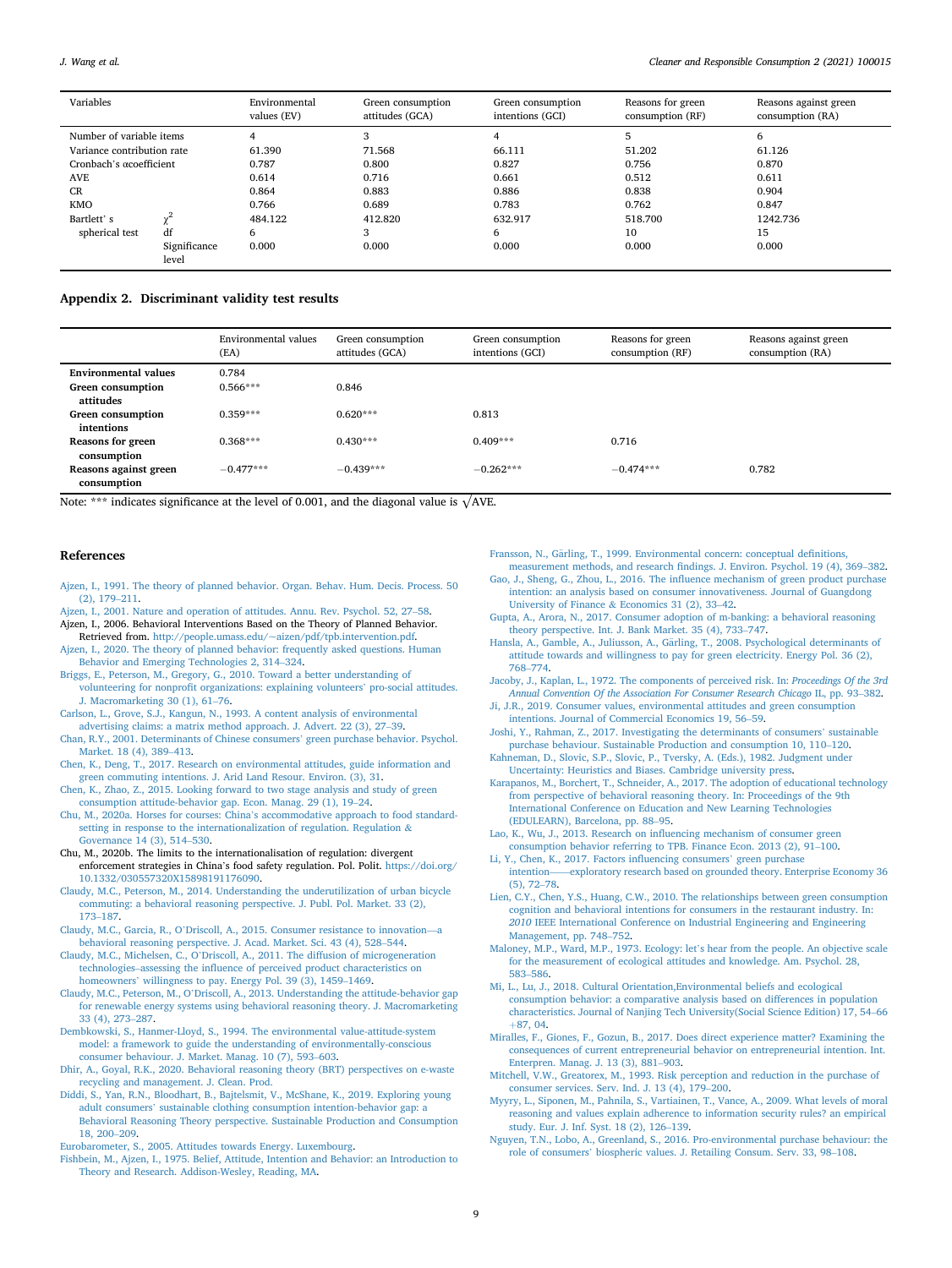| Variables | | Environmental values (EV) | Green consumption attitudes (GCA) | Green consumption intentions (GCI) | Reasons for green consumption (RF) | Reasons against green consumption (RA) |
|---|---|---|---|---|---|---|
| Number of variable items | | 4 | 3 | 4 | 5 | 6 |
| Variance contribution rate | | 61.390 | 71.568 | 66.111 | 51.202 | 61.126 |
| Cronbach's αcoefficient | | 0.787 | 0.800 | 0.827 | 0.756 | 0.870 |
| AVE | | 0.614 | 0.716 | 0.661 | 0.512 | 0.611 |
| CR | | 0.864 | 0.883 | 0.886 | 0.838 | 0.904 |
| KMO | | 0.766 | 0.689 | 0.783 | 0.762 | 0.847 |
| Bartlett' s spherical test | $\chi^2$ | 484.122 | 412.820 | 632.917 | 518.700 | 1242.736 |
| | df | 6 | 3 | 6 | 10 | 15 |
| | Significance level | 0.000 | 0.000 | 0.000 | 0.000 | 0.000 |

## Appendix 2. Discriminant validity test results

| | Environmental values (EA) | Green consumption attitudes (GCA) | Green consumption intentions (GCI) | Reasons for green consumption (RF) | Reasons against green consumption (RA) |
|---|---|---|---|---|---|
| **Environmental values** | 0.784 | | | | |
| **Green consumption attitudes** | 0.566*** | 0.846 | | | |
| **Green consumption intentions** | 0.359*** | 0.620*** | 0.813 | | |
| **Reasons for green consumption** | 0.368*** | 0.430*** | 0.409*** | 0.716 | |
| **Reasons against green consumption** | −0.477*** | −0.439*** | −0.262*** | −0.474*** | 0.782 |

Note: *** indicates significance at the level of 0.001, and the diagonal value is $\sqrt{\text{AVE}}$.

## References

Ajzen, I., 1991. The theory of planned behavior. Organ. Behav. Hum. Decis. Process. 50 (2), 179–211.

Ajzen, I., 2001. Nature and operation of attitudes. Annu. Rev. Psychol. 52, 27–58.

Ajzen, I., 2006. Behavioral Interventions Based on the Theory of Planned Behavior. Retrieved from. http://people.umass.edu/~aizen/pdf/tpb.intervention.pdf.

Ajzen, I., 2020. The theory of planned behavior: frequently asked questions. Human Behavior and Emerging Technologies 2, 314–324.

Briggs, E., Peterson, M., Gregory, G., 2010. Toward a better understanding of volunteering for nonprofit organizations: explaining volunteers' pro-social attitudes. J. Macromarketing 30 (1), 61–76.

Carlson, L., Grove, S.J., Kangun, N., 1993. A content analysis of environmental advertising claims: a matrix method approach. J. Advert. 22 (3), 27–39.

Chan, R.Y., 2001. Determinants of Chinese consumers' green purchase behavior. Psychol. Market. 18 (4), 389–413.

Chen, K., Deng, T., 2017. Research on environmental attitudes, guide information and green commuting intentions. J. Arid Land Resour. Environ. (3), 31.

Chen, K., Zhao, Z., 2015. Looking forward to two stage analysis and study of green consumption attitude-behavior gap. Econ. Manag. 29 (1), 19–24.

Chu, M., 2020a. Horses for courses: China's accommodative approach to food standard-setting in response to the internationalization of regulation. Regulation & Governance 14 (3), 514–530.

Chu, M., 2020b. The limits to the internationalisation of regulation: divergent enforcement strategies in China's food safety regulation. Pol. Polit. https://doi.org/10.1332/030557320X15898191176090.

Claudy, M.C., Peterson, M., 2014. Understanding the underutilization of urban bicycle commuting: a behavioral reasoning perspective. J. Publ. Pol. Market. 33 (2), 173–187.

Claudy, M.C., Garcia, R., O'Driscoll, A., 2015. Consumer resistance to innovation—a behavioral reasoning perspective. J. Acad. Market. Sci. 43 (4), 528–544.

Claudy, M.C., Michelsen, C., O'Driscoll, A., 2011. The diffusion of microgeneration technologies–assessing the influence of perceived product characteristics on homeowners' willingness to pay. Energy Pol. 39 (3), 1459–1469.

Claudy, M.C., Peterson, M., O'Driscoll, A., 2013. Understanding the attitude-behavior gap for renewable energy systems using behavioral reasoning theory. J. Macromarketing 33 (4), 273–287.

Dembkowski, S., Hanmer-Lloyd, S., 1994. The environmental value-attitude-system model: a framework to guide the understanding of environmentally-conscious consumer behaviour. J. Market. Manag. 10 (7), 593–603.

Dhir, A., Goyal, R.K., 2020. Behavioral reasoning theory (BRT) perspectives on e-waste recycling and management. J. Clean. Prod.

Diddi, S., Yan, R.N., Bloodhart, B., Bajtelsmit, V., McShane, K., 2019. Exploring young adult consumers' sustainable clothing consumption intention-behavior gap: a Behavioral Reasoning Theory perspective. Sustainable Production and Consumption 18, 200–209.

Eurobarometer, S., 2005. Attitudes towards Energy. Luxembourg.

Fishbein, M., Ajzen, I., 1975. Belief, Attitude, Intention and Behavior: an Introduction to Theory and Research. Addison-Wesley, Reading, MA.

Fransson, N., Gärling, T., 1999. Environmental concern: conceptual definitions, measurement methods, and research findings. J. Environ. Psychol. 19 (4), 369–382.

Gao, J., Sheng, G., Zhou, L., 2016. The influence mechanism of green product purchase intention: an analysis based on consumer innovativeness. Journal of Guangdong University of Finance & Economics 31 (2), 33–42.

Gupta, A., Arora, N., 2017. Consumer adoption of m-banking: a behavioral reasoning theory perspective. Int. J. Bank Market. 35 (4), 733–747.

Hansla, A., Gamble, A., Juliusson, A., Gärling, T., 2008. Psychological determinants of attitude towards and willingness to pay for green electricity. Energy Pol. 36 (2), 768–774.

Jacoby, J., Kaplan, L., 1972. The components of perceived risk. In: *Proceedings Of the 3rd Annual Convention Of the Association For Consumer Research Chicago* IL, pp. 93–382.

Ji, J.R., 2019. Consumer values, environmental attitudes and green consumption intentions. Journal of Commercial Economics 19, 56–59.

Joshi, Y., Rahman, Z., 2017. Investigating the determinants of consumers' sustainable purchase behaviour. Sustainable Production and consumption 10, 110–120.

Kahneman, D., Slovic, S.P., Slovic, P., Tversky, A. (Eds.), 1982. Judgment under Uncertainty: Heuristics and Biases. Cambridge university press.

Karapanos, M., Borchert, T., Schneider, A., 2017. The adoption of educational technology from perspective of behavioral reasoning theory. In: Proceedings of the 9th International Conference on Education and New Learning Technologies (EDULEARN), Barcelona, pp. 88–95.

Lao, K., Wu, J., 2013. Research on influencing mechanism of consumer green consumption behavior referring to TPB. Finance Econ. 2013 (2), 91–100.

Li, Y., Chen, K., 2017. Factors influencing consumers' green purchase intention——exploratory research based on grounded theory. Enterprise Economy 36 (5), 72–78.

Lien, C.Y., Chen, Y.S., Huang, C.W., 2010. The relationships between green consumption cognition and behavioral intentions for consumers in the restaurant industry. In: *2010* IEEE International Conference on Industrial Engineering and Engineering Management, pp. 748–752.

Maloney, M.P., Ward, M.P., 1973. Ecology: let's hear from the people. An objective scale for the measurement of ecological attitudes and knowledge. Am. Psychol. 28, 583–586.

Mi, L., Lu, J., 2018. Cultural Orientation,Environmental beliefs and ecological consumption behavior: a comparative analysis based on differences in population characteristics. Journal of Nanjing Tech University(Social Science Edition) 17, 54–66 +87, 04.

Miralles, F., Giones, F., Gozun, B., 2017. Does direct experience matter? Examining the consequences of current entrepreneurial behavior on entrepreneurial intention. Int. Enterpren. Manag. J. 13 (3), 881–903.

Mitchell, V.W., Greatorex, M., 1993. Risk perception and reduction in the purchase of consumer services. Serv. Ind. J. 13 (4), 179–200.

Myyry, L., Siponen, M., Pahnila, S., Vartiainen, T., Vance, A., 2009. What levels of moral reasoning and values explain adherence to information security rules? an empirical study. Eur. J. Inf. Syst. 18 (2), 126–139.

Nguyen, T.N., Lobo, A., Greenland, S., 2016. Pro-environmental purchase behaviour: the role of consumers' biospheric values. J. Retailing Consum. Serv. 33, 98–108.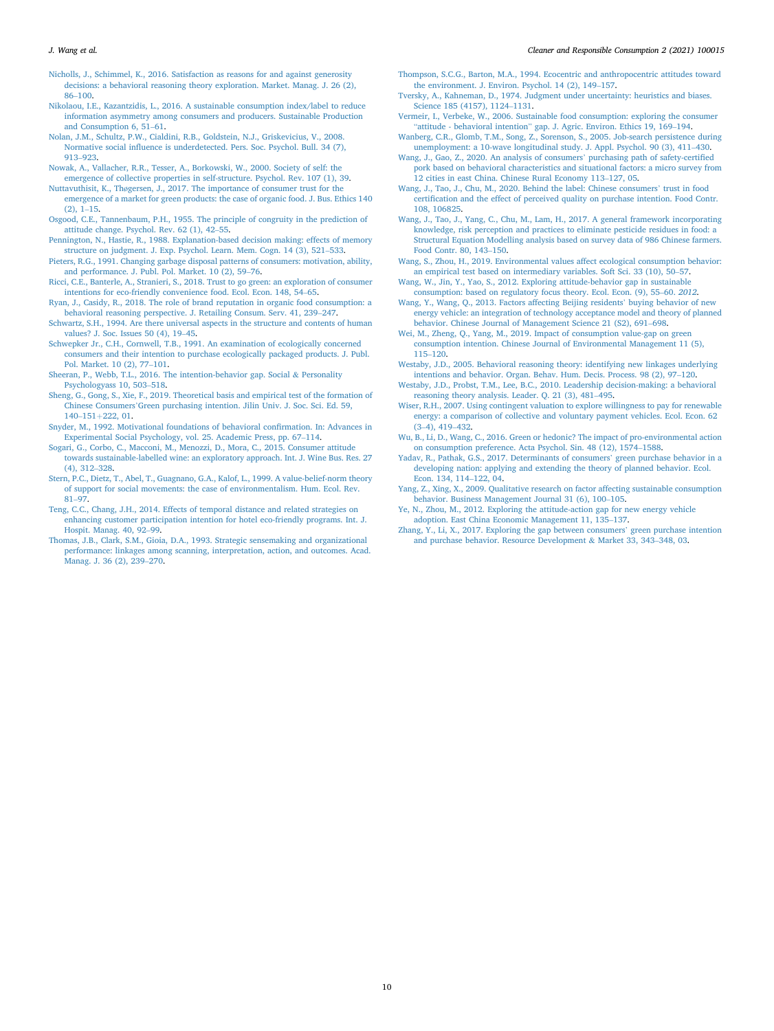Nicholls, J., Schimmel, K., 2016. Satisfaction as reasons for and against generosity decisions: a behavioral reasoning theory exploration. Market. Manag. J. 26 (2), 86–100.

Nikolaou, I.E., Kazantzidis, L., 2016. A sustainable consumption index/label to reduce information asymmetry among consumers and producers. Sustainable Production and Consumption 6, 51–61.

Nolan, J.M., Schultz, P.W., Cialdini, R.B., Goldstein, N.J., Griskevicius, V., 2008. Normative social influence is underdetected. Pers. Soc. Psychol. Bull. 34 (7), 913–923.

Nowak, A., Vallacher, R.R., Tesser, A., Borkowski, W., 2000. Society of self: the emergence of collective properties in self-structure. Psychol. Rev. 107 (1), 39.

Nuttavuthisit, K., Thøgersen, J., 2017. The importance of consumer trust for the emergence of a market for green products: the case of organic food. J. Bus. Ethics 140 (2), 1–15.

Osgood, C.E., Tannenbaum, P.H., 1955. The principle of congruity in the prediction of attitude change. Psychol. Rev. 62 (1), 42–55.

Pennington, N., Hastie, R., 1988. Explanation-based decision making: effects of memory structure on judgment. J. Exp. Psychol. Learn. Mem. Cogn. 14 (3), 521–533.

Pieters, R.G., 1991. Changing garbage disposal patterns of consumers: motivation, ability, and performance. J. Publ. Pol. Market. 10 (2), 59–76.

Ricci, C.E., Banterle, A., Stranieri, S., 2018. Trust to go green: an exploration of consumer intentions for eco-friendly convenience food. Ecol. Econ. 148, 54–65.

Ryan, J., Casidy, R., 2018. The role of brand reputation in organic food consumption: a behavioral reasoning perspective. J. Retailing Consum. Serv. 41, 239–247.

Schwartz, S.H., 1994. Are there universal aspects in the structure and contents of human values? J. Soc. Issues 50 (4), 19–45.

Schwepker Jr., C.H., Cornwell, T.B., 1991. An examination of ecologically concerned consumers and their intention to purchase ecologically packaged products. J. Publ. Pol. Market. 10 (2), 77–101.

Sheeran, P., Webb, T.L., 2016. The intention-behavior gap. Social & Personality Psychologyass 10, 503–518.

Sheng, G., Gong, S., Xie, F., 2019. Theoretical basis and empirical test of the formation of Chinese Consumers`Green purchasing intention. Jilin Univ. J. Soc. Sci. Ed. 59, 140–151+222, 01.

Snyder, M., 1992. Motivational foundations of behavioral confirmation. In: Advances in Experimental Social Psychology, vol. 25. Academic Press, pp. 67–114.

Sogari, G., Corbo, C., Macconi, M., Menozzi, D., Mora, C., 2015. Consumer attitude towards sustainable-labelled wine: an exploratory approach. Int. J. Wine Bus. Res. 27 (4), 312–328.

Stern, P.C., Dietz, T., Abel, T., Guagnano, G.A., Kalof, L., 1999. A value-belief-norm theory of support for social movements: the case of environmentalism. Hum. Ecol. Rev. 81–97.

Teng, C.C., Chang, J.H., 2014. Effects of temporal distance and related strategies on enhancing customer participation intention for hotel eco-friendly programs. Int. J. Hospit. Manag. 40, 92–99.

Thomas, J.B., Clark, S.M., Gioia, D.A., 1993. Strategic sensemaking and organizational performance: linkages among scanning, interpretation, action, and outcomes. Acad. Manag. J. 36 (2), 239–270.

Thompson, S.C.G., Barton, M.A., 1994. Ecocentric and anthropocentric attitudes toward the environment. J. Environ. Psychol. 14 (2), 149–157.

Tversky, A., Kahneman, D., 1974. Judgment under uncertainty: heuristics and biases. Science 185 (4157), 1124–1131.

Vermeir, I., Verbeke, W., 2006. Sustainable food consumption: exploring the consumer "attitude - behavioral intention" gap. J. Agric. Environ. Ethics 19, 169–194.

Wanberg, C.R., Glomb, T.M., Song, Z., Sorenson, S., 2005. Job-search persistence during unemployment: a 10-wave longitudinal study. J. Appl. Psychol. 90 (3), 411–430.

Wang, J., Gao, Z., 2020. An analysis of consumers' purchasing path of safety-certified pork based on behavioral characteristics and situational factors: a micro survey from 12 cities in east China. Chinese Rural Economy 113–127, 05.

Wang, J., Tao, J., Chu, M., 2020. Behind the label: Chinese consumers' trust in food certification and the effect of perceived quality on purchase intention. Food Contr. 108, 106825.

Wang, J., Tao, J., Yang, C., Chu, M., Lam, H., 2017. A general framework incorporating knowledge, risk perception and practices to eliminate pesticide residues in food: a Structural Equation Modelling analysis based on survey data of 986 Chinese farmers. Food Contr. 80, 143–150.

Wang, S., Zhou, H., 2019. Environmental values affect ecological consumption behavior: an empirical test based on intermediary variables. Soft Sci. 33 (10), 50–57.

Wang, W., Jin, Y., Yao, S., 2012. Exploring attitude-behavior gap in sustainable consumption: based on regulatory focus theory. Ecol. Econ. (9), 55–60. *2012*.

Wang, Y., Wang, Q., 2013. Factors affecting Beijing residents' buying behavior of new energy vehicle: an integration of technology acceptance model and theory of planned behavior. Chinese Journal of Management Science 21 (S2), 691–698.

Wei, M., Zheng, Q., Yang, M., 2019. Impact of consumption value-gap on green consumption intention. Chinese Journal of Environmental Management 11 (5), 115–120.

Westaby, J.D., 2005. Behavioral reasoning theory: identifying new linkages underlying intentions and behavior. Organ. Behav. Hum. Decis. Process. 98 (2), 97–120.

Westaby, J.D., Probst, T.M., Lee, B.C., 2010. Leadership decision-making: a behavioral reasoning theory analysis. Leader. Q. 21 (3), 481–495.

Wiser, R.H., 2007. Using contingent valuation to explore willingness to pay for renewable energy: a comparison of collective and voluntary payment vehicles. Ecol. Econ. 62 (3–4), 419–432.

Wu, B., Li, D., Wang, C., 2016. Green or hedonic? The impact of pro-environmental action on consumption preference. Acta Psychol. Sin. 48 (12), 1574–1588.

Yadav, R., Pathak, G.S., 2017. Determinants of consumers' green purchase behavior in a developing nation: applying and extending the theory of planned behavior. Ecol. Econ. 134, 114–122, 04.

Yang, Z., Xing, X., 2009. Qualitative research on factor affecting sustainable consumption behavior. Business Management Journal 31 (6), 100–105.

Ye, N., Zhou, M., 2012. Exploring the attitude-action gap for new energy vehicle adoption. East China Economic Management 11, 135–137.

Zhang, Y., Li, X., 2017. Exploring the gap between consumers' green purchase intention and purchase behavior. Resource Development & Market 33, 343–348, 03.